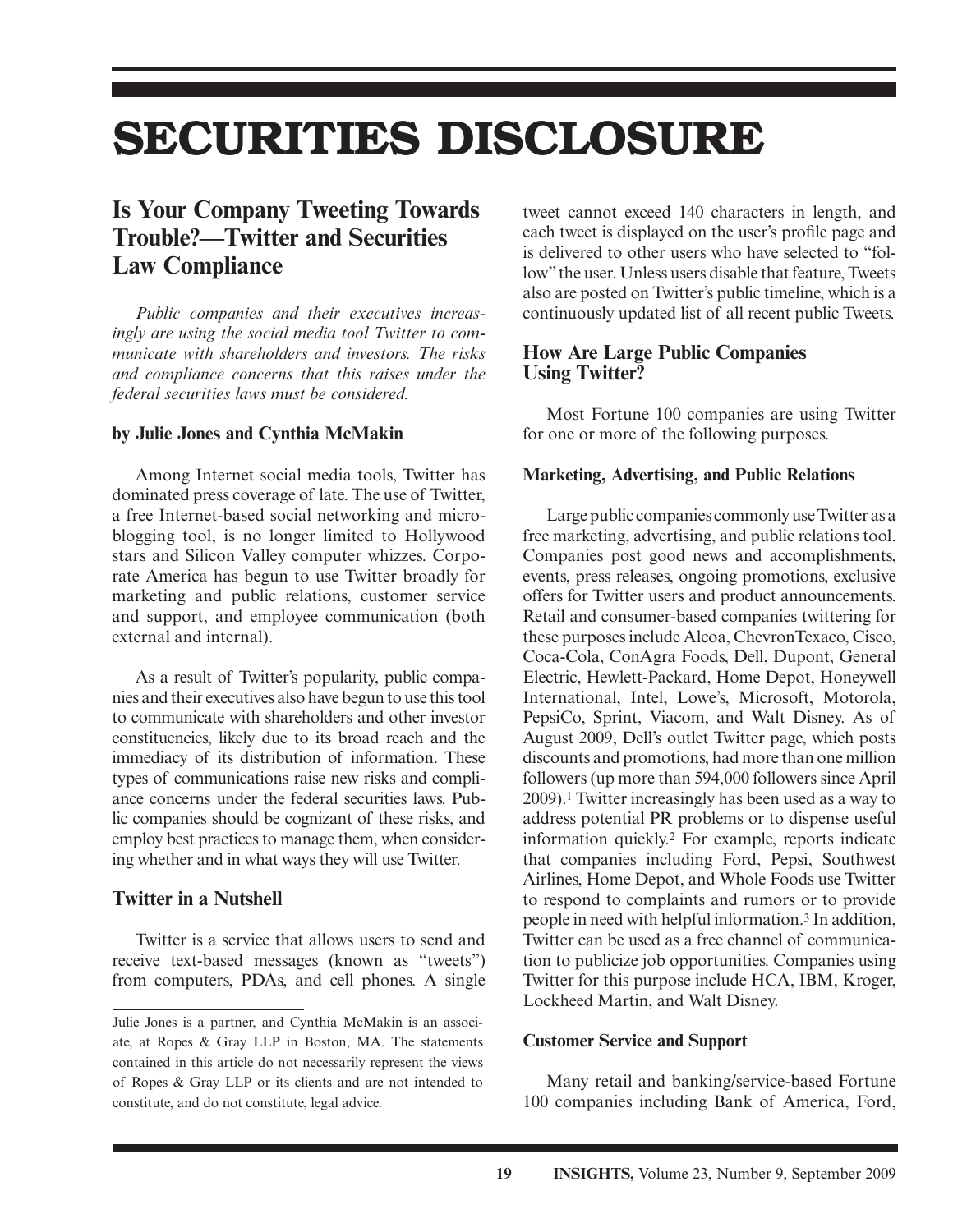# SECURITIES DISCLOSURE

## Is Your Company Tweeting Towards Trouble?—Twitter and Securities Law Compliance

*Public companies and their executives increasingly are using the social media tool Twitter to communicate with shareholders and investors. The risks and compliance concerns that this raises under the federal securities laws must be considered.*

**by Julie Jones and Cynthia McMakin**

Among Internet social media tools, Twitter has dominated press coverage of late. The use of Twitter, a free Internet-based social networking and microblogging tool, is no longer limited to Hollywood stars and Silicon Valley computer whizzes. Corporate America has begun to use Twitter broadly for marketing and public relations, customer service and support, and employee communication (both external and internal).

As a result of Twitter's popularity, public companies and their executives also have begun to use this tool to communicate with shareholders and other investor constituencies, likely due to its broad reach and the immediacy of its distribution of information. These types of communications raise new risks and compliance concerns under the federal securities laws. Public companies should be cognizant of these risks, and employ best practices to manage them, when considering whether and in what ways they will use Twitter.

### Twitter in a Nutshell

Twitter is a service that allows users to send and receive text-based messages (known as "tweets") from computers, PDAs, and cell phones. A single tweet cannot exceed 140 characters in length, and each tweet is displayed on the user's profile page and is delivered to other users who have selected to "follow" the user. Unless users disable that feature, Tweets also are posted on Twitter's public timeline, which is a continuously updated list of all recent public Tweets.

### How Are Large Public Companies Using Twitter?

Most Fortune 100 companies are using Twitter for one or more of the following purposes.

#### Marketing, Advertising, and Public Relations

Large public companies commonly use Twitter as a free marketing, advertising, and public relations tool. Companies post good news and accomplishments, events, press releases, ongoing promotions, exclusive offers for Twitter users and product announcements. Retail and consumer-based companies twittering for these purposes include Alcoa, ChevronTexaco, Cisco, Coca-Cola, ConAgra Foods, Dell, Dupont, General Electric, Hewlett-Packard, Home Depot, Honeywell International, Intel, Lowe's, Microsoft, Motorola, PepsiCo, Sprint, Viacom, and Walt Disney. As of August 2009, Dell's outlet Twitter page, which posts discounts and promotions, had more than one million followers (up more than 594,000 followers since April 2009).[1] Twitter increasingly has been used as a way to address potential PR problems or to dispense useful information quickly.[2] For example, reports indicate that companies including Ford, Pepsi, Southwest Airlines, Home Depot, and Whole Foods use Twitter to respond to complaints and rumors or to provide people in need with helpful information.[3] In addition, Twitter can be used as a free channel of communication to publicize job opportunities. Companies using Twitter for this purpose include HCA, IBM, Kroger, Lockheed Martin, and Walt Disney.

#### Customer Service and Support

Many retail and banking/service-based Fortune 100 companies including Bank of America, Ford,

---

Julie Jones is a partner, and Cynthia McMakin is an associate, at Ropes & Gray LLP in Boston, MA. The statements contained in this article do not necessarily represent the views of Ropes & Gray LLP or its clients and are not intended to constitute, and do not constitute, legal advice.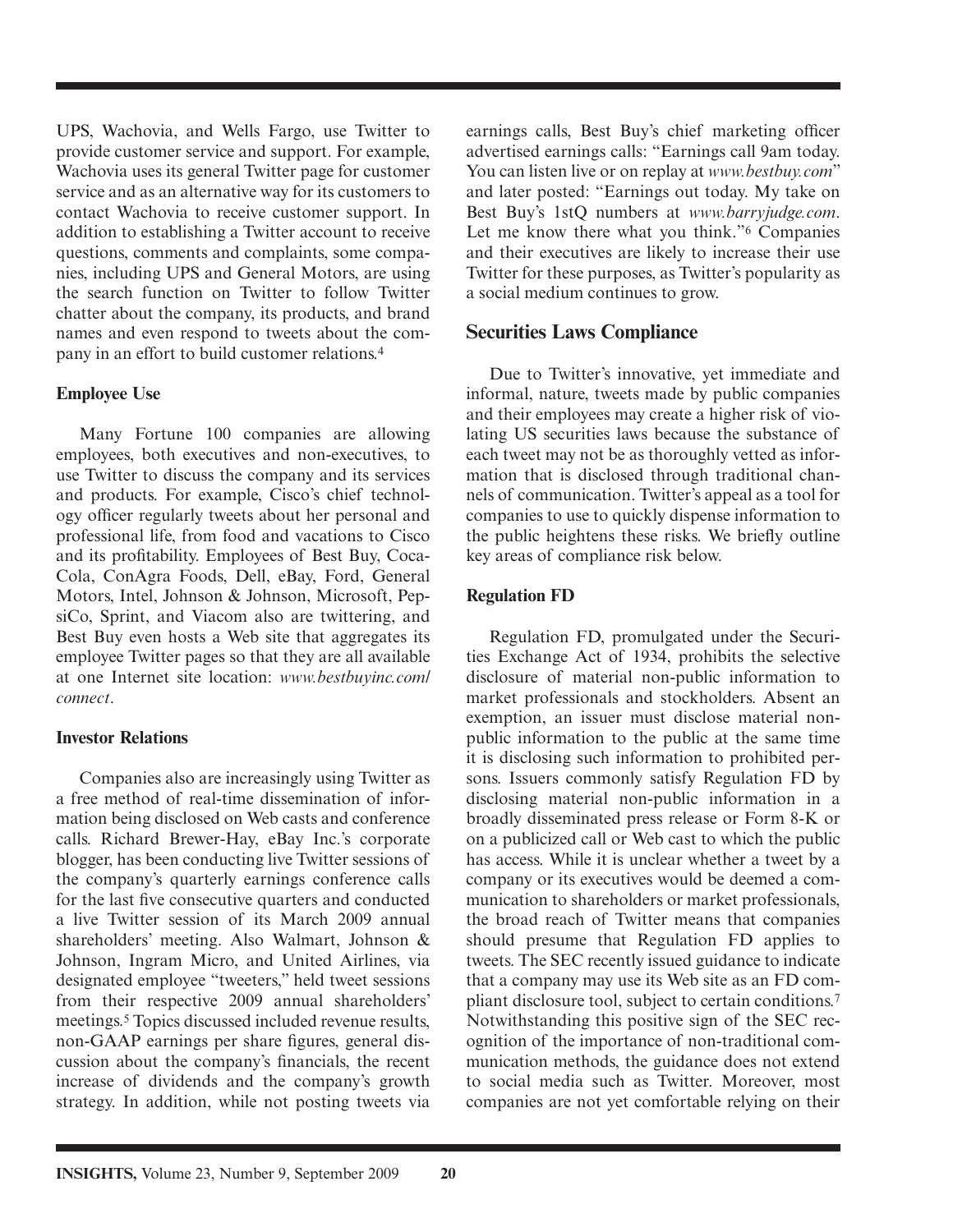UPS, Wachovia, and Wells Fargo, use Twitter to provide customer service and support. For example, Wachovia uses its general Twitter page for customer service and as an alternative way for its customers to contact Wachovia to receive customer support. In addition to establishing a Twitter account to receive questions, comments and complaints, some companies, including UPS and General Motors, are using the search function on Twitter to follow Twitter chatter about the company, its products, and brand names and even respond to tweets about the company in an effort to build customer relations.[4]

### Employee Use

Many Fortune 100 companies are allowing employees, both executives and non-executives, to use Twitter to discuss the company and its services and products. For example, Cisco's chief technology officer regularly tweets about her personal and professional life, from food and vacations to Cisco and its profitability. Employees of Best Buy, Coca-Cola, ConAgra Foods, Dell, eBay, Ford, General Motors, Intel, Johnson & Johnson, Microsoft, PepsiCo, Sprint, and Viacom also are twittering, and Best Buy even hosts a Web site that aggregates its employee Twitter pages so that they are all available at one Internet site location: *www.bestbuyinc.com/connect*.

### Investor Relations

Companies also are increasingly using Twitter as a free method of real-time dissemination of information being disclosed on Web casts and conference calls. Richard Brewer-Hay, eBay Inc.'s corporate blogger, has been conducting live Twitter sessions of the company's quarterly earnings conference calls for the last five consecutive quarters and conducted a live Twitter session of its March 2009 annual shareholders' meeting. Also Walmart, Johnson & Johnson, Ingram Micro, and United Airlines, via designated employee "tweeters," held tweet sessions from their respective 2009 annual shareholders' meetings.[5] Topics discussed included revenue results, non-GAAP earnings per share figures, general discussion about the company's financials, the recent increase of dividends and the company's growth strategy. In addition, while not posting tweets via earnings calls, Best Buy's chief marketing officer advertised earnings calls: "Earnings call 9am today. You can listen live or on replay at *www.bestbuy.com*" and later posted: "Earnings out today. My take on Best Buy's 1stQ numbers at *www.barryjudge.com*. Let me know there what you think."[6] Companies and their executives are likely to increase their use Twitter for these purposes, as Twitter's popularity as a social medium continues to grow.

## Securities Laws Compliance

Due to Twitter's innovative, yet immediate and informal, nature, tweets made by public companies and their employees may create a higher risk of violating US securities laws because the substance of each tweet may not be as thoroughly vetted as information that is disclosed through traditional channels of communication. Twitter's appeal as a tool for companies to use to quickly dispense information to the public heightens these risks. We briefly outline key areas of compliance risk below.

### Regulation FD

Regulation FD, promulgated under the Securities Exchange Act of 1934, prohibits the selective disclosure of material non-public information to market professionals and stockholders. Absent an exemption, an issuer must disclose material non-public information to the public at the same time it is disclosing such information to prohibited persons. Issuers commonly satisfy Regulation FD by disclosing material non-public information in a broadly disseminated press release or Form 8-K or on a publicized call or Web cast to which the public has access. While it is unclear whether a tweet by a company or its executives would be deemed a communication to shareholders or market professionals, the broad reach of Twitter means that companies should presume that Regulation FD applies to tweets. The SEC recently issued guidance to indicate that a company may use its Web site as an FD compliant disclosure tool, subject to certain conditions.[7] Notwithstanding this positive sign of the SEC recognition of the importance of non-traditional communication methods, the guidance does not extend to social media such as Twitter. Moreover, most companies are not yet comfortable relying on their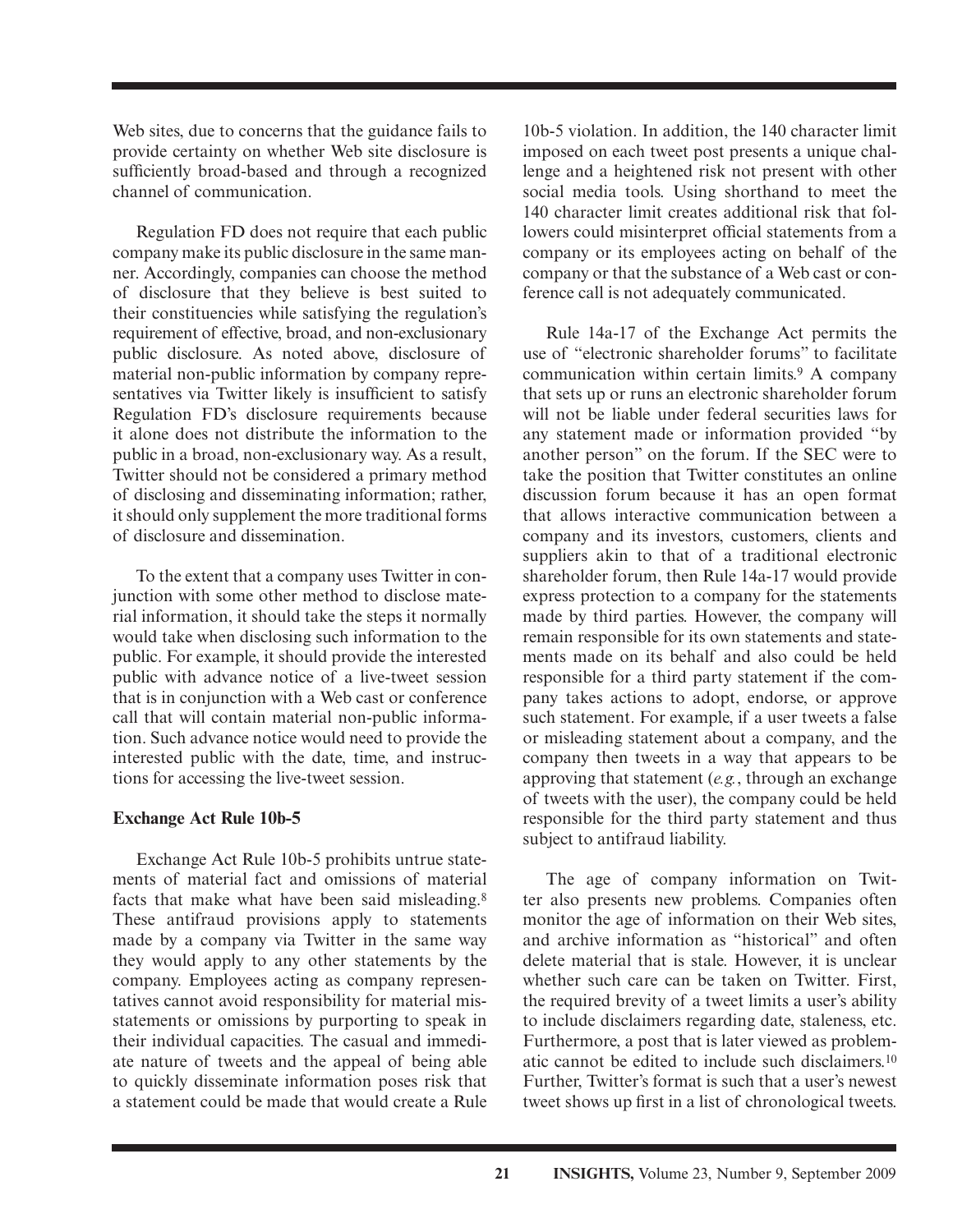Web sites, due to concerns that the guidance fails to provide certainty on whether Web site disclosure is sufficiently broad-based and through a recognized channel of communication.

Regulation FD does not require that each public company make its public disclosure in the same manner. Accordingly, companies can choose the method of disclosure that they believe is best suited to their constituencies while satisfying the regulation's requirement of effective, broad, and non-exclusionary public disclosure. As noted above, disclosure of material non-public information by company representatives via Twitter likely is insufficient to satisfy Regulation FD's disclosure requirements because it alone does not distribute the information to the public in a broad, non-exclusionary way. As a result, Twitter should not be considered a primary method of disclosing and disseminating information; rather, it should only supplement the more traditional forms of disclosure and dissemination.

To the extent that a company uses Twitter in conjunction with some other method to disclose material information, it should take the steps it normally would take when disclosing such information to the public. For example, it should provide the interested public with advance notice of a live-tweet session that is in conjunction with a Web cast or conference call that will contain material non-public information. Such advance notice would need to provide the interested public with the date, time, and instructions for accessing the live-tweet session.

### Exchange Act Rule 10b-5

Exchange Act Rule 10b-5 prohibits untrue statements of material fact and omissions of material facts that make what have been said misleading.[8] These antifraud provisions apply to statements made by a company via Twitter in the same way they would apply to any other statements by the company. Employees acting as company representatives cannot avoid responsibility for material misstatements or omissions by purporting to speak in their individual capacities. The casual and immediate nature of tweets and the appeal of being able to quickly disseminate information poses risk that a statement could be made that would create a Rule 10b-5 violation. In addition, the 140 character limit imposed on each tweet post presents a unique challenge and a heightened risk not present with other social media tools. Using shorthand to meet the 140 character limit creates additional risk that followers could misinterpret official statements from a company or its employees acting on behalf of the company or that the substance of a Web cast or conference call is not adequately communicated.

Rule 14a-17 of the Exchange Act permits the use of "electronic shareholder forums" to facilitate communication within certain limits.[9] A company that sets up or runs an electronic shareholder forum will not be liable under federal securities laws for any statement made or information provided "by another person" on the forum. If the SEC were to take the position that Twitter constitutes an online discussion forum because it has an open format that allows interactive communication between a company and its investors, customers, clients and suppliers akin to that of a traditional electronic shareholder forum, then Rule 14a-17 would provide express protection to a company for the statements made by third parties. However, the company will remain responsible for its own statements and statements made on its behalf and also could be held responsible for a third party statement if the company takes actions to adopt, endorse, or approve such statement. For example, if a user tweets a false or misleading statement about a company, and the company then tweets in a way that appears to be approving that statement (*e.g.*, through an exchange of tweets with the user), the company could be held responsible for the third party statement and thus subject to antifraud liability.

The age of company information on Twitter also presents new problems. Companies often monitor the age of information on their Web sites, and archive information as "historical" and often delete material that is stale. However, it is unclear whether such care can be taken on Twitter. First, the required brevity of a tweet limits a user's ability to include disclaimers regarding date, staleness, etc. Furthermore, a post that is later viewed as problematic cannot be edited to include such disclaimers.[10] Further, Twitter's format is such that a user's newest tweet shows up first in a list of chronological tweets.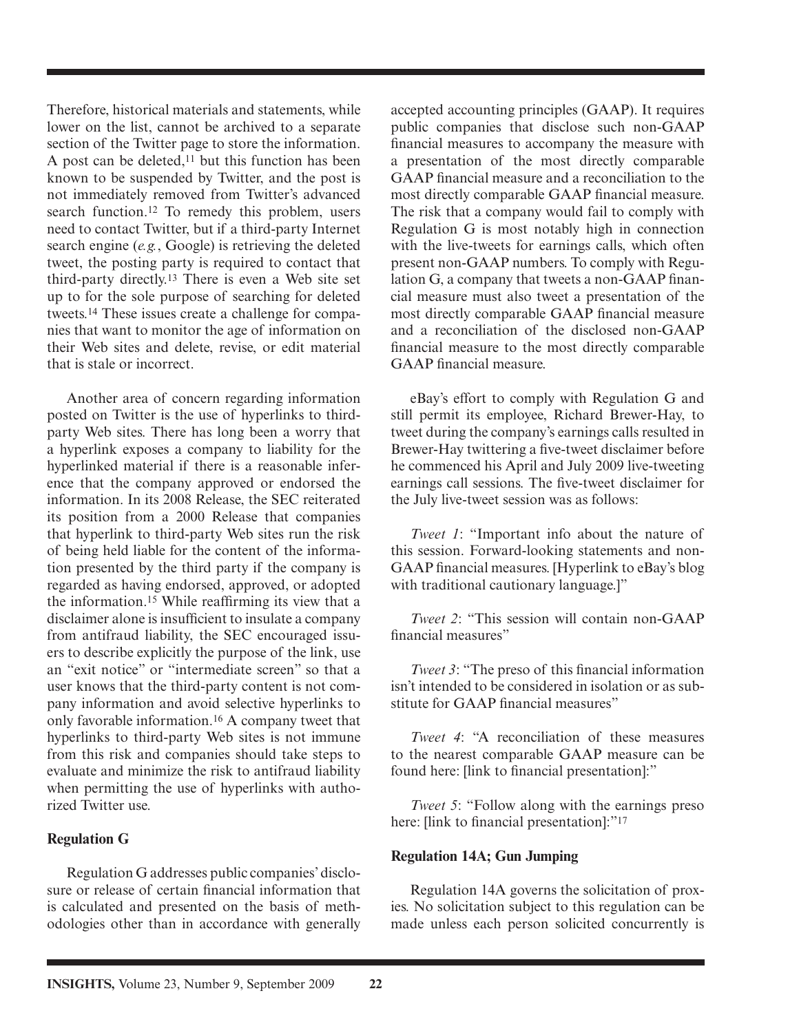Therefore, historical materials and statements, while lower on the list, cannot be archived to a separate section of the Twitter page to store the information. A post can be deleted,[11] but this function has been known to be suspended by Twitter, and the post is not immediately removed from Twitter's advanced search function.[12] To remedy this problem, users need to contact Twitter, but if a third-party Internet search engine (*e.g.*, Google) is retrieving the deleted tweet, the posting party is required to contact that third-party directly.[13] There is even a Web site set up to for the sole purpose of searching for deleted tweets.[14] These issues create a challenge for companies that want to monitor the age of information on their Web sites and delete, revise, or edit material that is stale or incorrect.

Another area of concern regarding information posted on Twitter is the use of hyperlinks to third-party Web sites. There has long been a worry that a hyperlink exposes a company to liability for the hyperlinked material if there is a reasonable inference that the company approved or endorsed the information. In its 2008 Release, the SEC reiterated its position from a 2000 Release that companies that hyperlink to third-party Web sites run the risk of being held liable for the content of the information presented by the third party if the company is regarded as having endorsed, approved, or adopted the information.[15] While reaffirming its view that a disclaimer alone is insufficient to insulate a company from antifraud liability, the SEC encouraged issuers to describe explicitly the purpose of the link, use an "exit notice" or "intermediate screen" so that a user knows that the third-party content is not company information and avoid selective hyperlinks to only favorable information.[16] A company tweet that hyperlinks to third-party Web sites is not immune from this risk and companies should take steps to evaluate and minimize the risk to antifraud liability when permitting the use of hyperlinks with authorized Twitter use.

**Regulation G**

Regulation G addresses public companies' disclosure or release of certain financial information that is calculated and presented on the basis of methodologies other than in accordance with generally accepted accounting principles (GAAP). It requires public companies that disclose such non-GAAP financial measures to accompany the measure with a presentation of the most directly comparable GAAP financial measure and a reconciliation to the most directly comparable GAAP financial measure. The risk that a company would fail to comply with Regulation G is most notably high in connection with the live-tweets for earnings calls, which often present non-GAAP numbers. To comply with Regulation G, a company that tweets a non-GAAP financial measure must also tweet a presentation of the most directly comparable GAAP financial measure and a reconciliation of the disclosed non-GAAP financial measure to the most directly comparable GAAP financial measure.

eBay's effort to comply with Regulation G and still permit its employee, Richard Brewer-Hay, to tweet during the company's earnings calls resulted in Brewer-Hay twittering a five-tweet disclaimer before he commenced his April and July 2009 live-tweeting earnings call sessions. The five-tweet disclaimer for the July live-tweet session was as follows:

*Tweet 1*: "Important info about the nature of this session. Forward-looking statements and non-GAAP financial measures. [Hyperlink to eBay's blog with traditional cautionary language.]"

*Tweet 2*: "This session will contain non-GAAP financial measures"

*Tweet 3*: "The preso of this financial information isn't intended to be considered in isolation or as substitute for GAAP financial measures"

*Tweet 4*: "A reconciliation of these measures to the nearest comparable GAAP measure can be found here: [link to financial presentation]:"

*Tweet 5*: "Follow along with the earnings preso here: [link to financial presentation]:"[17]

**Regulation 14A; Gun Jumping**

Regulation 14A governs the solicitation of proxies. No solicitation subject to this regulation can be made unless each person solicited concurrently is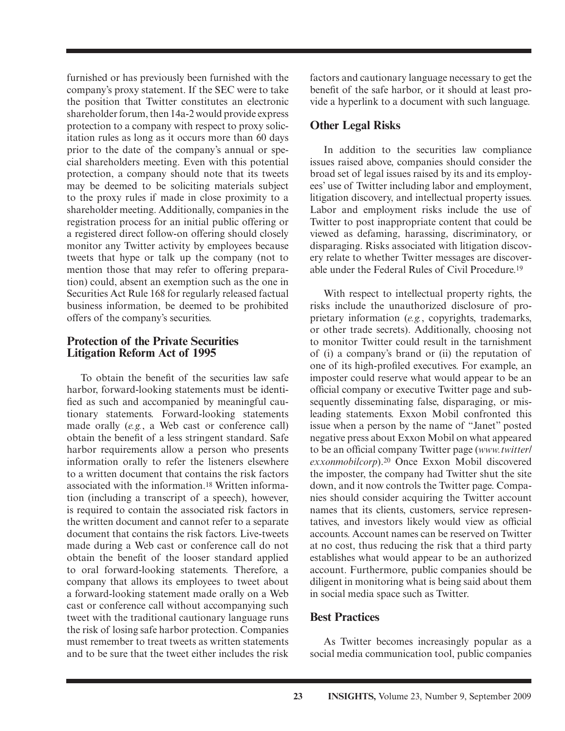furnished or has previously been furnished with the company's proxy statement. If the SEC were to take the position that Twitter constitutes an electronic shareholder forum, then 14a-2 would provide express protection to a company with respect to proxy solicitation rules as long as it occurs more than 60 days prior to the date of the company's annual or special shareholders meeting. Even with this potential protection, a company should note that its tweets may be deemed to be soliciting materials subject to the proxy rules if made in close proximity to a shareholder meeting. Additionally, companies in the registration process for an initial public offering or a registered direct follow-on offering should closely monitor any Twitter activity by employees because tweets that hype or talk up the company (not to mention those that may refer to offering preparation) could, absent an exemption such as the one in Securities Act Rule 168 for regularly released factual business information, be deemed to be prohibited offers of the company's securities.

## Protection of the Private Securities Litigation Reform Act of 1995

To obtain the benefit of the securities law safe harbor, forward-looking statements must be identified as such and accompanied by meaningful cautionary statements. Forward-looking statements made orally (*e.g.*, a Web cast or conference call) obtain the benefit of a less stringent standard. Safe harbor requirements allow a person who presents information orally to refer the listeners elsewhere to a written document that contains the risk factors associated with the information.[18] Written information (including a transcript of a speech), however, is required to contain the associated risk factors in the written document and cannot refer to a separate document that contains the risk factors. Live-tweets made during a Web cast or conference call do not obtain the benefit of the looser standard applied to oral forward-looking statements. Therefore, a company that allows its employees to tweet about a forward-looking statement made orally on a Web cast or conference call without accompanying such tweet with the traditional cautionary language runs the risk of losing safe harbor protection. Companies must remember to treat tweets as written statements and to be sure that the tweet either includes the risk factors and cautionary language necessary to get the benefit of the safe harbor, or it should at least provide a hyperlink to a document with such language.

## Other Legal Risks

In addition to the securities law compliance issues raised above, companies should consider the broad set of legal issues raised by its and its employees' use of Twitter including labor and employment, litigation discovery, and intellectual property issues. Labor and employment risks include the use of Twitter to post inappropriate content that could be viewed as defaming, harassing, discriminatory, or disparaging. Risks associated with litigation discovery relate to whether Twitter messages are discoverable under the Federal Rules of Civil Procedure.[19]

With respect to intellectual property rights, the risks include the unauthorized disclosure of proprietary information (*e.g.*, copyrights, trademarks, or other trade secrets). Additionally, choosing not to monitor Twitter could result in the tarnishment of (i) a company's brand or (ii) the reputation of one of its high-profiled executives. For example, an imposter could reserve what would appear to be an official company or executive Twitter page and subsequently disseminating false, disparaging, or misleading statements. Exxon Mobil confronted this issue when a person by the name of "Janet" posted negative press about Exxon Mobil on what appeared to be an official company Twitter page (*www.twitter/exxonmobilcorp*).[20] Once Exxon Mobil discovered the imposter, the company had Twitter shut the site down, and it now controls the Twitter page. Companies should consider acquiring the Twitter account names that its clients, customers, service representatives, and investors likely would view as official accounts. Account names can be reserved on Twitter at no cost, thus reducing the risk that a third party establishes what would appear to be an authorized account. Furthermore, public companies should be diligent in monitoring what is being said about them in social media space such as Twitter.

## Best Practices

As Twitter becomes increasingly popular as a social media communication tool, public companies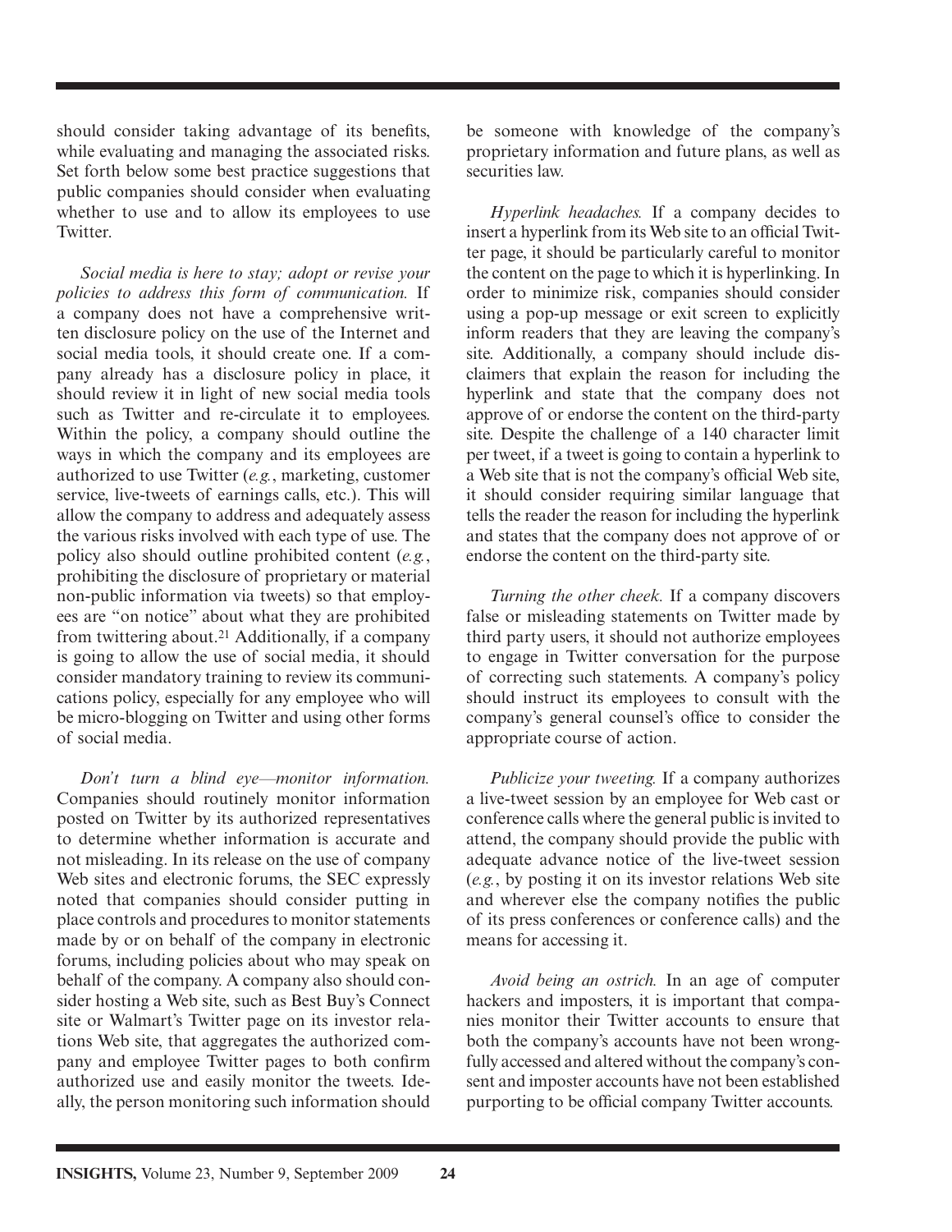should consider taking advantage of its benefits, while evaluating and managing the associated risks. Set forth below some best practice suggestions that public companies should consider when evaluating whether to use and to allow its employees to use Twitter.

*Social media is here to stay; adopt or revise your policies to address this form of communication.* If a company does not have a comprehensive written disclosure policy on the use of the Internet and social media tools, it should create one. If a company already has a disclosure policy in place, it should review it in light of new social media tools such as Twitter and re-circulate it to employees. Within the policy, a company should outline the ways in which the company and its employees are authorized to use Twitter (*e.g.*, marketing, customer service, live-tweets of earnings calls, etc.). This will allow the company to address and adequately assess the various risks involved with each type of use. The policy also should outline prohibited content (*e.g.*, prohibiting the disclosure of proprietary or material non-public information via tweets) so that employees are "on notice" about what they are prohibited from twittering about.[21] Additionally, if a company is going to allow the use of social media, it should consider mandatory training to review its communications policy, especially for any employee who will be micro-blogging on Twitter and using other forms of social media.

*Don't turn a blind eye—monitor information.* Companies should routinely monitor information posted on Twitter by its authorized representatives to determine whether information is accurate and not misleading. In its release on the use of company Web sites and electronic forums, the SEC expressly noted that companies should consider putting in place controls and procedures to monitor statements made by or on behalf of the company in electronic forums, including policies about who may speak on behalf of the company. A company also should consider hosting a Web site, such as Best Buy's Connect site or Walmart's Twitter page on its investor relations Web site, that aggregates the authorized company and employee Twitter pages to both confirm authorized use and easily monitor the tweets. Ideally, the person monitoring such information should be someone with knowledge of the company's proprietary information and future plans, as well as securities law.

*Hyperlink headaches.* If a company decides to insert a hyperlink from its Web site to an official Twitter page, it should be particularly careful to monitor the content on the page to which it is hyperlinking. In order to minimize risk, companies should consider using a pop-up message or exit screen to explicitly inform readers that they are leaving the company's site. Additionally, a company should include disclaimers that explain the reason for including the hyperlink and state that the company does not approve of or endorse the content on the third-party site. Despite the challenge of a 140 character limit per tweet, if a tweet is going to contain a hyperlink to a Web site that is not the company's official Web site, it should consider requiring similar language that tells the reader the reason for including the hyperlink and states that the company does not approve of or endorse the content on the third-party site.

*Turning the other cheek.* If a company discovers false or misleading statements on Twitter made by third party users, it should not authorize employees to engage in Twitter conversation for the purpose of correcting such statements. A company's policy should instruct its employees to consult with the company's general counsel's office to consider the appropriate course of action.

*Publicize your tweeting.* If a company authorizes a live-tweet session by an employee for Web cast or conference calls where the general public is invited to attend, the company should provide the public with adequate advance notice of the live-tweet session (*e.g.*, by posting it on its investor relations Web site and wherever else the company notifies the public of its press conferences or conference calls) and the means for accessing it.

*Avoid being an ostrich.* In an age of computer hackers and imposters, it is important that companies monitor their Twitter accounts to ensure that both the company's accounts have not been wrongfully accessed and altered without the company's consent and imposter accounts have not been established purporting to be official company Twitter accounts.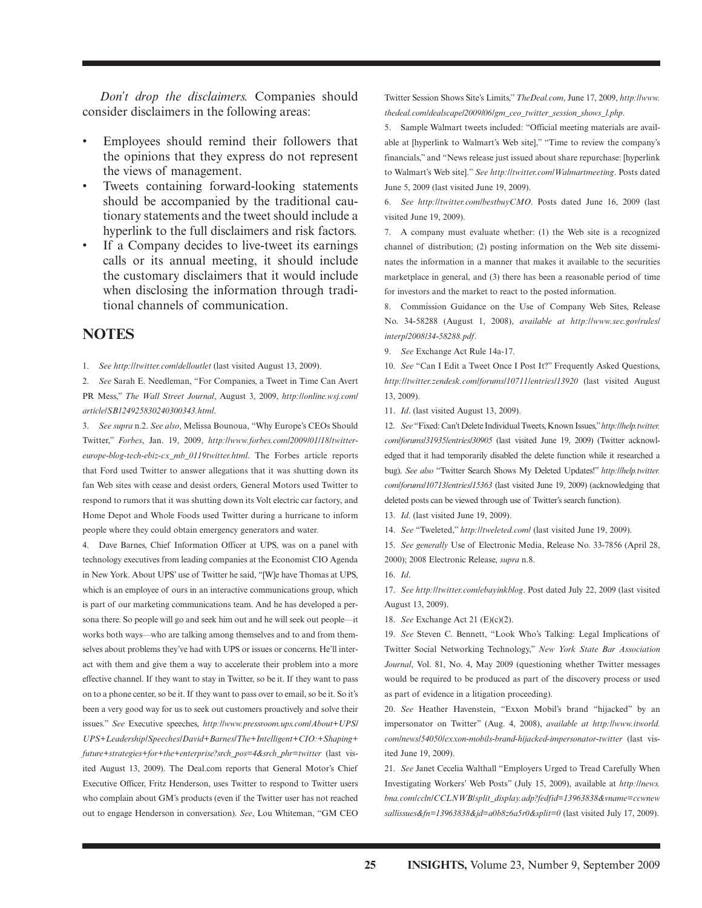*Don't drop the disclaimers.* Companies should consider disclaimers in the following areas:

- Employees should remind their followers that the opinions that they express do not represent the views of management.
- Tweets containing forward-looking statements should be accompanied by the traditional cautionary statements and the tweet should include a hyperlink to the full disclaimers and risk factors.
- If a Company decides to live-tweet its earnings calls or its annual meeting, it should include the customary disclaimers that it would include when disclosing the information through traditional channels of communication.

## NOTES

1. *See http://twitter.com/delloutlet* (last visited August 13, 2009).

2. *See* Sarah E. Needleman, "For Companies, a Tweet in Time Can Avert PR Mess," *The Wall Street Journal*, August 3, 2009, *http://online.wsj.com/article/SB124925830240300343.html*.

3. *See supra* n.2. *See also*, Melissa Bounoua, "Why Europe's CEOs Should Twitter," *Forbes*, Jan. 19, 2009, *http://www.forbes.com/2009/01/18/twitter-europe-blog-tech-ebiz-cx_mb_0119twitter.html*. The Forbes article reports that Ford used Twitter to answer allegations that it was shutting down its fan Web sites with cease and desist orders, General Motors used Twitter to respond to rumors that it was shutting down its Volt electric car factory, and Home Depot and Whole Foods used Twitter during a hurricane to inform people where they could obtain emergency generators and water.

4. Dave Barnes, Chief Information Officer at UPS, was on a panel with technology executives from leading companies at the Economist CIO Agenda in New York. About UPS' use of Twitter he said, "[W]e have Thomas at UPS, which is an employee of ours in an interactive communications group, which is part of our marketing communications team. And he has developed a persona there. So people will go and seek him out and he will seek out people—it works both ways—who are talking among themselves and to and from themselves about problems they've had with UPS or issues or concerns. He'll interact with them and give them a way to accelerate their problem into a more effective channel. If they want to stay in Twitter, so be it. If they want to pass on to a phone center, so be it. If they want to pass over to email, so be it. So it's been a very good way for us to seek out customers proactively and solve their issues." *See* Executive speeches, *http://www.pressroom.ups.com/About+UPS/UPS+Leadership/Speeches/David+Barnes/The+Intelligent+CIO:+Shaping+future+strategies+for+the+enterprise?srch_pos=4&srch_phr=twitter* (last visited August 13, 2009). The Deal.com reports that General Motor's Chief Executive Officer, Fritz Henderson, uses Twitter to respond to Twitter users who complain about GM's products (even if the Twitter user has not reached out to engage Henderson in conversation). *See*, Lou Whiteman, "GM CEO Twitter Session Shows Site's Limits," *TheDeal.com*, June 17, 2009, *http://www.thedeal.com/dealscape/2009/06/gm_ceo_twitter_session_shows_l.php*.

5. Sample Walmart tweets included: "Official meeting materials are available at [hyperlink to Walmart's Web site]," "Time to review the company's financials," and "News release just issued about share repurchase: [hyperlink to Walmart's Web site]." *See http://twitter.com/Walmartmeeting*. Posts dated June 5, 2009 (last visited June 19, 2009).

6. *See http://twitter.com/bestbuyCMO*. Posts dated June 16, 2009 (last visited June 19, 2009).

7. A company must evaluate whether: (1) the Web site is a recognized channel of distribution; (2) posting information on the Web site disseminates the information in a manner that makes it available to the securities marketplace in general, and (3) there has been a reasonable period of time for investors and the market to react to the posted information.

8. Commission Guidance on the Use of Company Web Sites, Release No. 34-58288 (August 1, 2008), *available at http://www.sec.gov/rules/interp/2008/34-58288.pdf*.

9. *See* Exchange Act Rule 14a-17.

10. *See* "Can I Edit a Tweet Once I Post It?" Frequently Asked Questions, *http://twitter.zendesk.com/forums/10711/entries/13920* (last visited August 13, 2009).

11. *Id*. (last visited August 13, 2009).

12. *See* "Fixed: Can't Delete Individual Tweets, Known Issues," *http://help.twitter.com/forums/31935/entries/30905* (last visited June 19, 2009) (Twitter acknowledged that it had temporarily disabled the delete function while it researched a bug). *See also* "Twitter Search Shows My Deleted Updates!" *http://help.twitter.com/forums/10713/entries/15363* (last visited June 19, 2009) (acknowledging that deleted posts can be viewed through use of Twitter's search function).

13. *Id*. (last visited June 19, 2009).

14. *See* "Tweleted," *http://tweleted.com/* (last visited June 19, 2009).

15. *See generally* Use of Electronic Media, Release No. 33-7856 (April 28, 2000); 2008 Electronic Release, *supra* n.8.

16. *Id*.

17. *See http://twitter.com/ebayinkblog*. Post dated July 22, 2009 (last visited August 13, 2009).

18. *See* Exchange Act 21 (E)(c)(2).

19. *See* Steven C. Bennett, "Look Who's Talking: Legal Implications of Twitter Social Networking Technology," *New York State Bar Association Journal*, Vol. 81, No. 4, May 2009 (questioning whether Twitter messages would be required to be produced as part of the discovery process or used as part of evidence in a litigation proceeding).

20. *See* Heather Havenstein, "Exxon Mobil's brand "hijacked" by an impersonator on Twitter" (Aug. 4, 2008), *available at http://www.itworld.com/news/54050/exxon-mobils-brand-hijacked-impersonator-twitter* (last visited June 19, 2009).

21. *See* Janet Cecelia Walthall "Employers Urged to Tread Carefully When Investigating Workers' Web Posts" (July 15, 2009), available at *http://news.bna.com/ccln/CCLNWB/split_display.adp?fedfid=13963838&vname=ccwnewsallissues&fn=13963838&jd=a0b8z6a5r0&split=0* (last visited July 17, 2009).